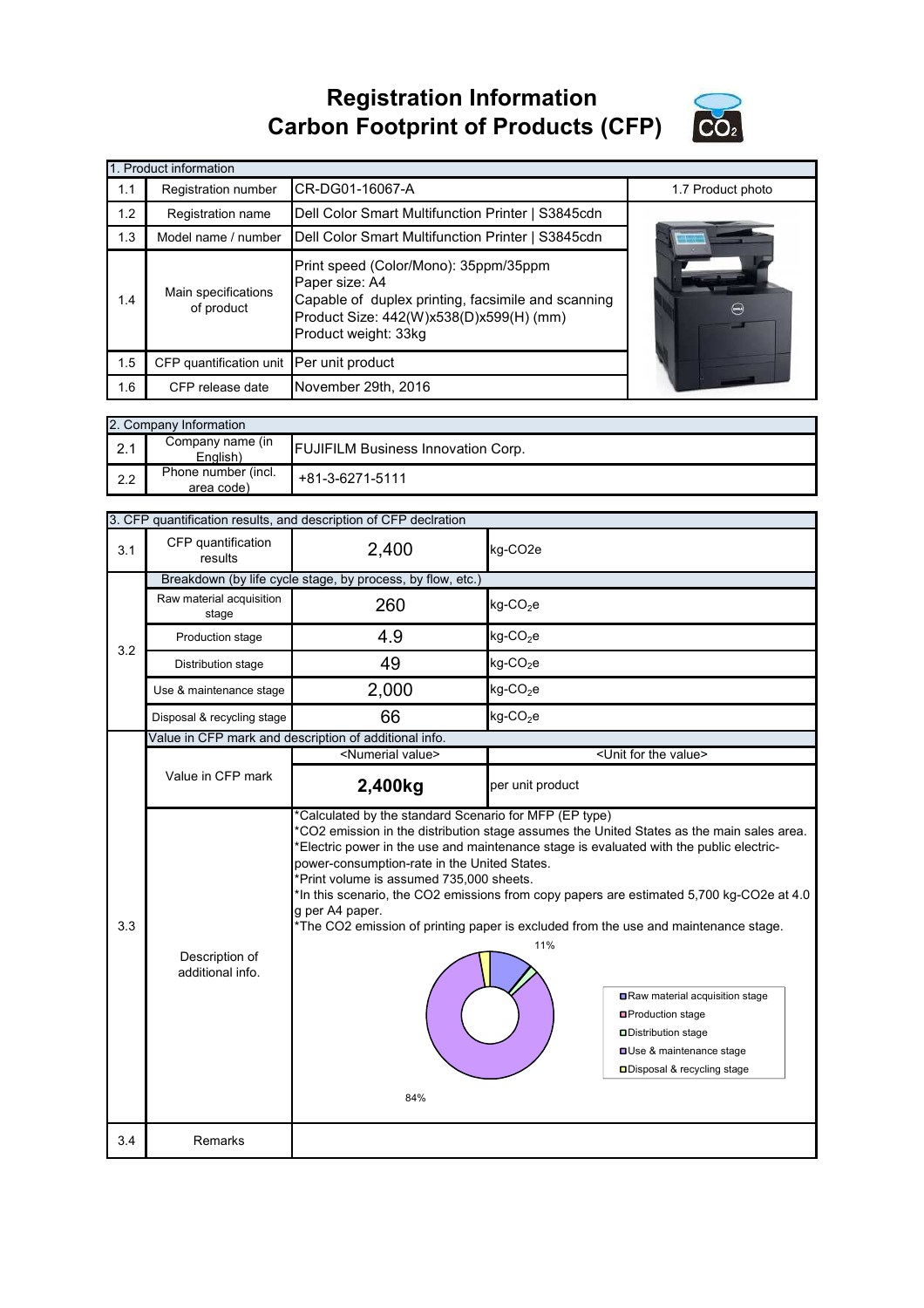# Registration Information
# Carbon Footprint of Products (CFP)

| 1. Product information | | | |
|---|---|---|---|
| 1.1 | Registration number | CR-DG01-16067-A | 1.7 Product photo |
| 1.2 | Registration name | Dell Color Smart Multifunction Printer \| S3845cdn | |
| 1.3 | Model name / number | Dell Color Smart Multifunction Printer \| S3845cdn | |
| 1.4 | Main specifications of product | Print speed (Color/Mono): 35ppm/35ppm<br>Paper size: A4<br>Capable of duplex printing, facsimile and scanning<br>Product Size: 442(W)x538(D)x599(H) (mm)<br>Product weight: 33kg | |
| 1.5 | CFP quantification unit | Per unit product | |
| 1.6 | CFP release date | November 29th, 2016 | |

| 2. Company Information | | |
|---|---|---|
| 2.1 | Company name (in English) | FUJIFILM Business Innovation Corp. |
| 2.2 | Phone number (incl. area code) | +81-3-6271-5111 |

| 3. CFP quantification results, and description of CFP declration | | | |
|---|---|---|---|
| 3.1 | CFP quantification results | 2,400 | kg-CO2e |
| 3.2 | Breakdown (by life cycle stage, by process, by flow, etc.) | | |
| | Raw material acquisition stage | 260 | kg-$CO_2$e |
| | Production stage | 4.9 | kg-$CO_2$e |
| | Distribution stage | 49 | kg-$CO_2$e |
| | Use & maintenance stage | 2,000 | kg-$CO_2$e |
| | Disposal & recycling stage | 66 | kg-$CO_2$e |
| 3.3 | Value in CFP mark and description of additional info. | | |
| | | <Numerial value> | <Unit for the value> |
| | Value in CFP mark | **2,400kg** | per unit product |
| | Description of additional info. | *Calculated by the standard Scenario for MFP (EP type)<br>*CO2 emission in the distribution stage assumes the United States as the main sales area.<br>*Electric power in the use and maintenance stage is evaluated with the public electric-power-consumption-rate in the United States.<br>*Print volume is assumed 735,000 sheets.<br>*In this scenario, the CO2 emissions from copy papers are estimated 5,700 kg-CO2e at 4.0 g per A4 paper.<br>*The CO2 emission of printing paper is excluded from the use and maintenance stage.<br>11%<br>84%<br>Raw material acquisition stage<br>Production stage<br>Distribution stage<br>Use & maintenance stage<br>Disposal & recycling stage | |
| 3.4 | Remarks | | |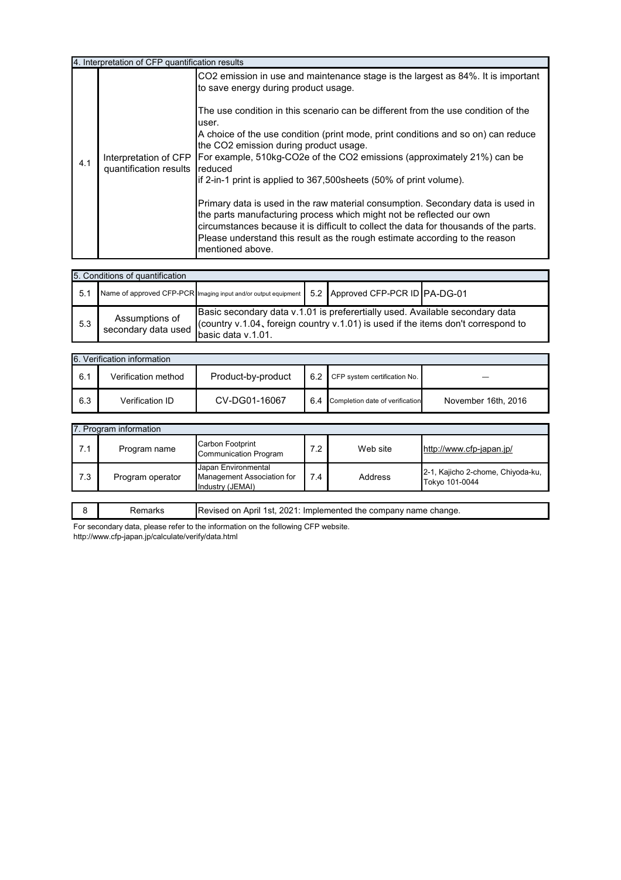## 4. Interpretation of CFP quantification results

| | | |
|---|---|---|
| 4.1 | Interpretation of CFP quantification results | $CO_2$ emission in use and maintenance stage is the largest as 84%. It is important to save energy during product usage.<br><br>The use condition in this scenario can be different from the use condition of the user.<br>A choice of the use condition (print mode, print conditions and so on) can reduce the $CO_2$ emission during product usage.<br>For example, 510kg-$CO_2e$ of the $CO_2$ emissions (approximately 21%) can be reduced<br>if 2-in-1 print is applied to 367,500sheets (50% of print volume).<br><br>Primary data is used in the raw material consumption. Secondary data is used in the parts manufacturing process which might not be reflected our own circumstances because it is difficult to collect the data for thousands of the parts. Please understand this result as the rough estimate according to the reason mentioned above. |

## 5. Conditions of quantification

| | | | | | |
|---|---|---|---|---|---|
| 5.1 | Name of approved CFP-PCR | Imaging input and/or output equipment | 5.2 | Approved CFP-PCR ID | PA-DG-01 |
| 5.3 | Assumptions of secondary data used | Basic secondary data v.1.01 is preferertially used. Available secondary data (country v.1.04、foreign country v.1.01) is used if the items don't correspond to basic data v.1.01. | | | |

## 6. Verification information

| | | | | | |
|---|---|---|---|---|---|
| 6.1 | Verification method | Product-by-product | 6.2 | CFP system certification No. | — |
| 6.3 | Verification ID | CV-DG01-16067 | 6.4 | Completion date of verification | November 16th, 2016 |

## 7. Program information

| | | | | | |
|---|---|---|---|---|---|
| 7.1 | Program name | Carbon Footprint Communication Program | 7.2 | Web site | http://www.cfp-japan.jp/ |
| 7.3 | Program operator | Japan Environmental Management Association for Industry (JEMAI) | 7.4 | Address | 2-1, Kajicho 2-chome, Chiyoda-ku, Tokyo 101-0044 |

| | | |
|---|---|---|
| 8 | Remarks | Revised on April 1st, 2021: Implemented the company name change. |

For secondary data, please refer to the information on the following CFP website.
http://www.cfp-japan.jp/calculate/verify/data.html